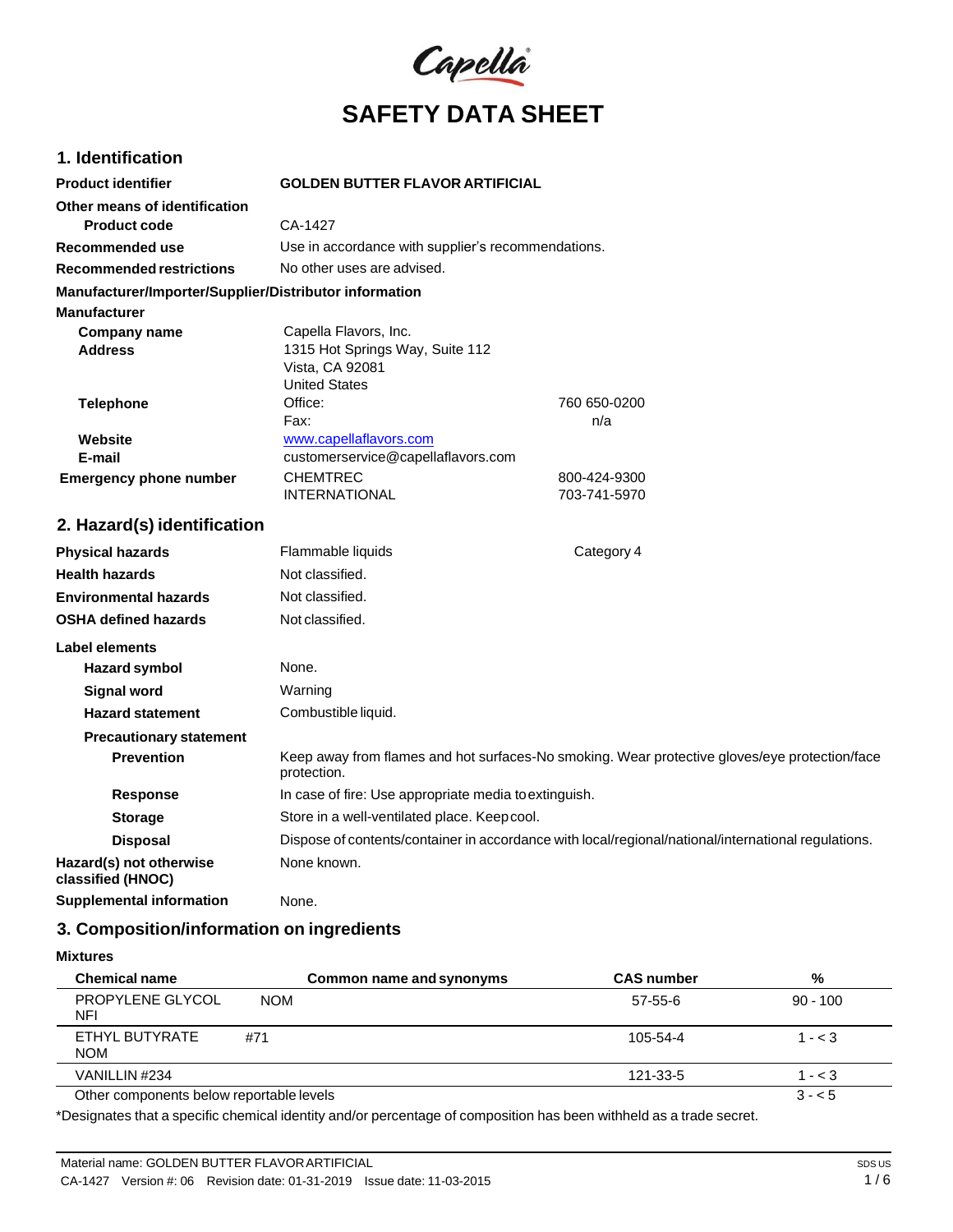Capella

# SAFETY DATA SHEET

## 1. Identification

| | | |
|---|---|---|
| **Product identifier** | **GOLDEN BUTTER FLAVOR ARTIFICIAL** | |
| **Other means of identification** | | |
| **Product code** | CA-1427 | |
| **Recommended use** | Use in accordance with supplier's recommendations. | |
| **Recommended restrictions** | No other uses are advised. | |

**Manufacturer/Importer/Supplier/Distributor information**

**Manufacturer**

| | | |
|---|---|---|
| **Company name** | Capella Flavors, Inc. | |
| **Address** | 1315 Hot Springs Way, Suite 112<br>Vista, CA 92081<br>United States | |
| **Telephone** | Office: | 760 650-0200 |
| | Fax: | n/a |
| **Website** | www.capellaflavors.com | |
| **E-mail** | customerservice@capellaflavors.com | |
| **Emergency phone number** | CHEMTREC | 800-424-9300 |
| | INTERNATIONAL | 703-741-5970 |

## 2. Hazard(s) identification

| | | |
|---|---|---|
| **Physical hazards** | Flammable liquids | Category 4 |
| **Health hazards** | Not classified. | |
| **Environmental hazards** | Not classified. | |
| **OSHA defined hazards** | Not classified. | |

**Label elements**

| | |
|---|---|
| **Hazard symbol** | None. |
| **Signal word** | Warning |
| **Hazard statement** | Combustible liquid. |
| **Precautionary statement** | |
| **Prevention** | Keep away from flames and hot surfaces-No smoking. Wear protective gloves/eye protection/face protection. |
| **Response** | In case of fire: Use appropriate media to extinguish. |
| **Storage** | Store in a well-ventilated place. Keep cool. |
| **Disposal** | Dispose of contents/container in accordance with local/regional/national/international regulations. |
| **Hazard(s) not otherwise classified (HNOC)** | None known. |
| **Supplemental information** | None. |

## 3. Composition/information on ingredients

**Mixtures**

| Chemical name | Common name and synonyms | CAS number | % |
|---|---|---|---|
| PROPYLENE GLYCOL NFI | NOM | 57-55-6 | 90 - 100 |
| ETHYL BUTYRATE NOM | #71 | 105-54-4 | 1 - < 3 |
| VANILLIN #234 | | 121-33-5 | 1 - < 3 |
| Other components below reportable levels | | | 3 - < 5 |

*Designates that a specific chemical identity and/or percentage of composition has been withheld as a trade secret.

Material name: GOLDEN BUTTER FLAVOR ARTIFICIAL

CA-1427 Version #: 06 Revision date: 01-31-2019 Issue date: 11-03-2015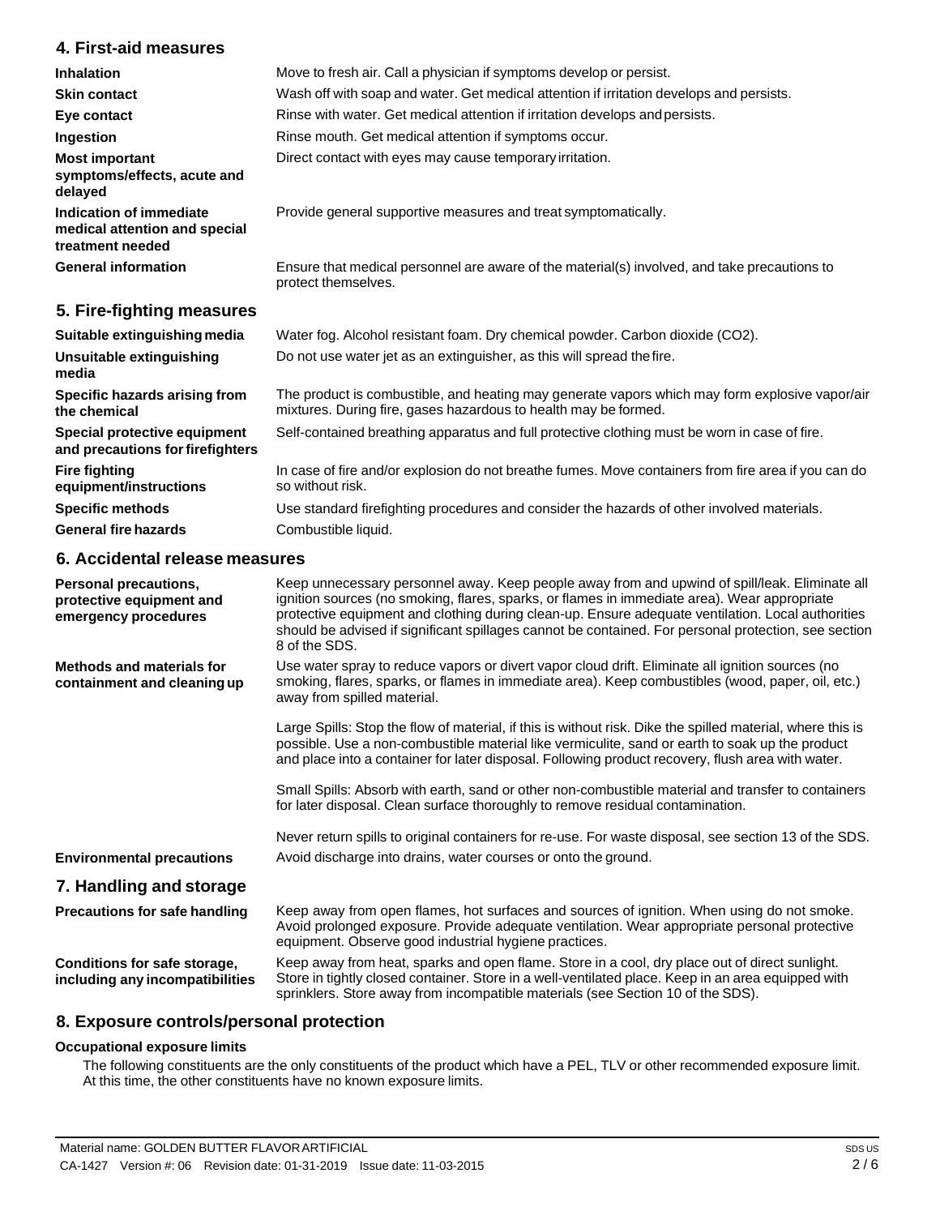## 4. First-aid measures

| | |
|---|---|
| **Inhalation** | Move to fresh air. Call a physician if symptoms develop or persist. |
| **Skin contact** | Wash off with soap and water. Get medical attention if irritation develops and persists. |
| **Eye contact** | Rinse with water. Get medical attention if irritation develops and persists. |
| **Ingestion** | Rinse mouth. Get medical attention if symptoms occur. |
| **Most important symptoms/effects, acute and delayed** | Direct contact with eyes may cause temporary irritation. |
| **Indication of immediate medical attention and special treatment needed** | Provide general supportive measures and treat symptomatically. |
| **General information** | Ensure that medical personnel are aware of the material(s) involved, and take precautions to protect themselves. |

## 5. Fire-fighting measures

| | |
|---|---|
| **Suitable extinguishing media** | Water fog. Alcohol resistant foam. Dry chemical powder. Carbon dioxide ($CO_2$). |
| **Unsuitable extinguishing media** | Do not use water jet as an extinguisher, as this will spread the fire. |
| **Specific hazards arising from the chemical** | The product is combustible, and heating may generate vapors which may form explosive vapor/air mixtures. During fire, gases hazardous to health may be formed. |
| **Special protective equipment and precautions for firefighters** | Self-contained breathing apparatus and full protective clothing must be worn in case of fire. |
| **Fire fighting equipment/instructions** | In case of fire and/or explosion do not breathe fumes. Move containers from fire area if you can do so without risk. |
| **Specific methods** | Use standard firefighting procedures and consider the hazards of other involved materials. |
| **General fire hazards** | Combustible liquid. |

## 6. Accidental release measures

**Personal precautions, protective equipment and emergency procedures**

Keep unnecessary personnel away. Keep people away from and upwind of spill/leak. Eliminate all ignition sources (no smoking, flares, sparks, or flames in immediate area). Wear appropriate protective equipment and clothing during clean-up. Ensure adequate ventilation. Local authorities should be advised if significant spillages cannot be contained. For personal protection, see section 8 of the SDS.

**Methods and materials for containment and cleaning up**

Use water spray to reduce vapors or divert vapor cloud drift. Eliminate all ignition sources (no smoking, flares, sparks, or flames in immediate area). Keep combustibles (wood, paper, oil, etc.) away from spilled material.

Large Spills: Stop the flow of material, if this is without risk. Dike the spilled material, where this is possible. Use a non-combustible material like vermiculite, sand or earth to soak up the product and place into a container for later disposal. Following product recovery, flush area with water.

Small Spills: Absorb with earth, sand or other non-combustible material and transfer to containers for later disposal. Clean surface thoroughly to remove residual contamination.

Never return spills to original containers for re-use. For waste disposal, see section 13 of the SDS.

**Environmental precautions**

Avoid discharge into drains, water courses or onto the ground.

## 7. Handling and storage

**Precautions for safe handling**

Keep away from open flames, hot surfaces and sources of ignition. When using do not smoke. Avoid prolonged exposure. Provide adequate ventilation. Wear appropriate personal protective equipment. Observe good industrial hygiene practices.

**Conditions for safe storage, including any incompatibilities**

Keep away from heat, sparks and open flame. Store in a cool, dry place out of direct sunlight. Store in tightly closed container. Store in a well-ventilated place. Keep in an area equipped with sprinklers. Store away from incompatible materials (see Section 10 of the SDS).

## 8. Exposure controls/personal protection

**Occupational exposure limits**

The following constituents are the only constituents of the product which have a PEL, TLV or other recommended exposure limit. At this time, the other constituents have no known exposure limits.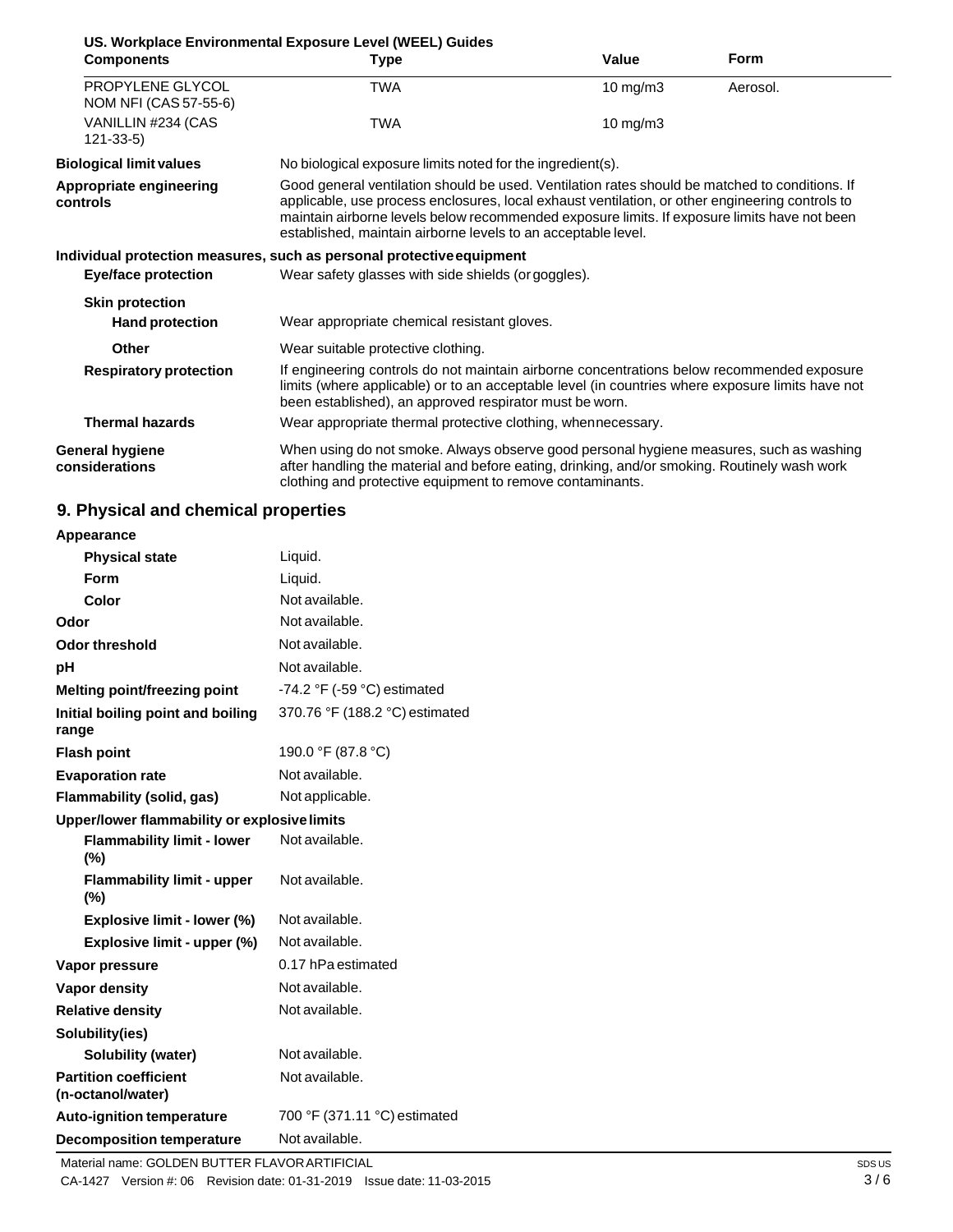**US. Workplace Environmental Exposure Level (WEEL) Guides**

| Components | Type | Value | Form |
| --- | --- | --- | --- |
| PROPYLENE GLYCOL NOM NFI (CAS 57-55-6) | TWA | 10 mg/m3 | Aerosol. |
| VANILLIN #234 (CAS 121-33-5) | TWA | 10 mg/m3 | |

| | |
| --- | --- |
| **Biological limit values** | No biological exposure limits noted for the ingredient(s). |
| **Appropriate engineering controls** | Good general ventilation should be used. Ventilation rates should be matched to conditions. If applicable, use process enclosures, local exhaust ventilation, or other engineering controls to maintain airborne levels below recommended exposure limits. If exposure limits have not been established, maintain airborne levels to an acceptable level. |

**Individual protection measures, such as personal protective equipment**

| | |
| --- | --- |
| **Eye/face protection** | Wear safety glasses with side shields (or goggles). |
| **Skin protection** | |
| **Hand protection** | Wear appropriate chemical resistant gloves. |
| **Other** | Wear suitable protective clothing. |
| **Respiratory protection** | If engineering controls do not maintain airborne concentrations below recommended exposure limits (where applicable) or to an acceptable level (in countries where exposure limits have not been established), an approved respirator must be worn. |
| **Thermal hazards** | Wear appropriate thermal protective clothing, when necessary. |
| **General hygiene considerations** | When using do not smoke. Always observe good personal hygiene measures, such as washing after handling the material and before eating, drinking, and/or smoking. Routinely wash work clothing and protective equipment to remove contaminants. |

## 9. Physical and chemical properties

| | |
| --- | --- |
| **Appearance** | |
| **Physical state** | Liquid. |
| **Form** | Liquid. |
| **Color** | Not available. |
| **Odor** | Not available. |
| **Odor threshold** | Not available. |
| **pH** | Not available. |
| **Melting point/freezing point** | -74.2 °F (-59 °C) estimated |
| **Initial boiling point and boiling range** | 370.76 °F (188.2 °C) estimated |
| **Flash point** | 190.0 °F (87.8 °C) |
| **Evaporation rate** | Not available. |
| **Flammability (solid, gas)** | Not applicable. |
| **Upper/lower flammability or explosive limits** | |
| **Flammability limit - lower (%)** | Not available. |
| **Flammability limit - upper (%)** | Not available. |
| **Explosive limit - lower (%)** | Not available. |
| **Explosive limit - upper (%)** | Not available. |
| **Vapor pressure** | 0.17 hPa estimated |
| **Vapor density** | Not available. |
| **Relative density** | Not available. |
| **Solubility(ies)** | |
| **Solubility (water)** | Not available. |
| **Partition coefficient (n-octanol/water)** | Not available. |
| **Auto-ignition temperature** | 700 °F (371.11 °C) estimated |
| **Decomposition temperature** | Not available. |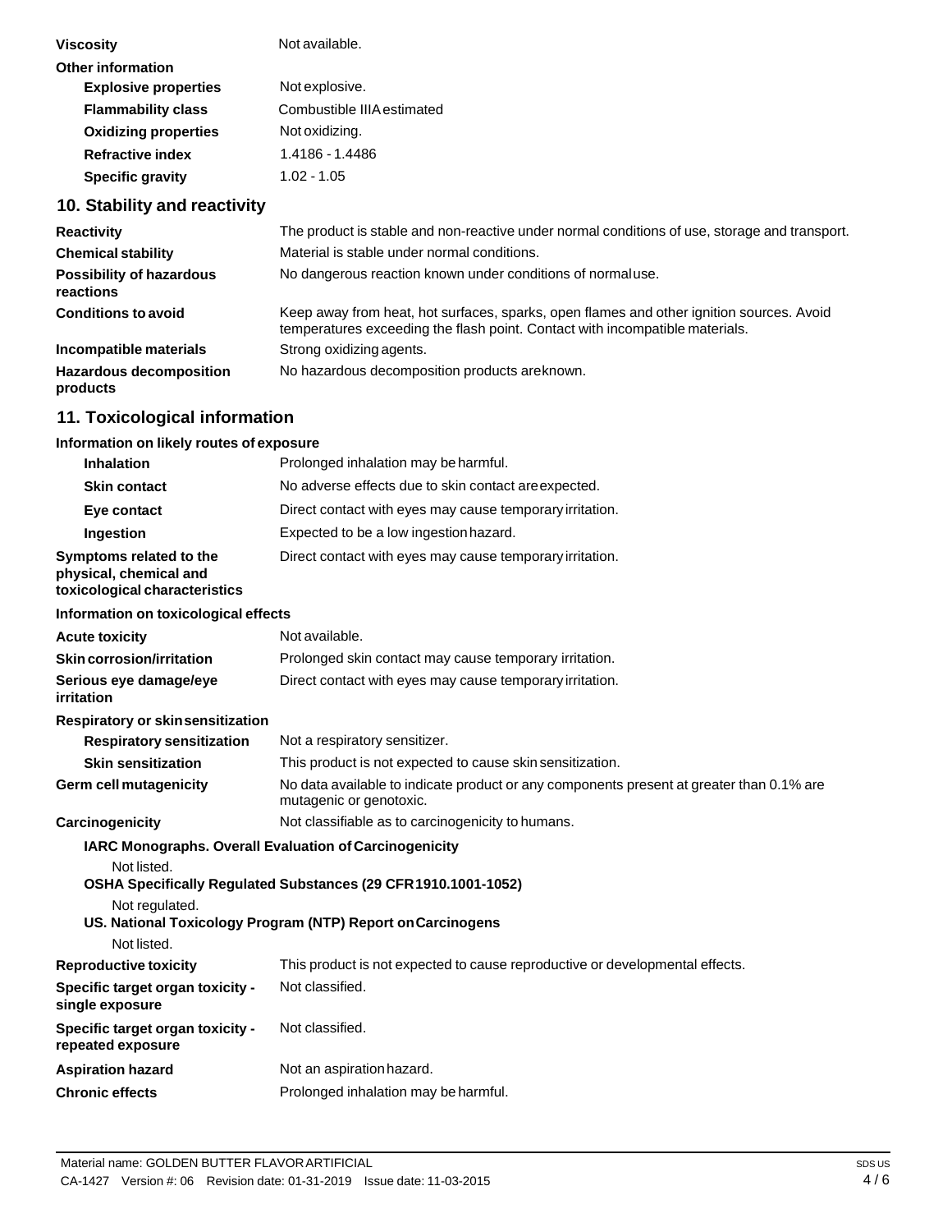**Viscosity** Not available.

**Other information**

| | |
|---|---|
| **Explosive properties** | Not explosive. |
| **Flammability class** | Combustible IIIA estimated |
| **Oxidizing properties** | Not oxidizing. |
| **Refractive index** | 1.4186 - 1.4486 |
| **Specific gravity** | 1.02 - 1.05 |

## 10. Stability and reactivity

| | |
|---|---|
| **Reactivity** | The product is stable and non-reactive under normal conditions of use, storage and transport. |
| **Chemical stability** | Material is stable under normal conditions. |
| **Possibility of hazardous reactions** | No dangerous reaction known under conditions of normal use. |
| **Conditions to avoid** | Keep away from heat, hot surfaces, sparks, open flames and other ignition sources. Avoid temperatures exceeding the flash point. Contact with incompatible materials. |
| **Incompatible materials** | Strong oxidizing agents. |
| **Hazardous decomposition products** | No hazardous decomposition products are known. |

## 11. Toxicological information

**Information on likely routes of exposure**

| | |
|---|---|
| **Inhalation** | Prolonged inhalation may be harmful. |
| **Skin contact** | No adverse effects due to skin contact are expected. |
| **Eye contact** | Direct contact with eyes may cause temporary irritation. |
| **Ingestion** | Expected to be a low ingestion hazard. |
| **Symptoms related to the physical, chemical and toxicological characteristics** | Direct contact with eyes may cause temporary irritation. |

**Information on toxicological effects**

| | |
|---|---|
| **Acute toxicity** | Not available. |
| **Skin corrosion/irritation** | Prolonged skin contact may cause temporary irritation. |
| **Serious eye damage/eye irritation** | Direct contact with eyes may cause temporary irritation. |

**Respiratory or skin sensitization**

| | |
|---|---|
| **Respiratory sensitization** | Not a respiratory sensitizer. |
| **Skin sensitization** | This product is not expected to cause skin sensitization. |
| **Germ cell mutagenicity** | No data available to indicate product or any components present at greater than 0.1% are mutagenic or genotoxic. |
| **Carcinogenicity** | Not classifiable as to carcinogenicity to humans. |

**IARC Monographs. Overall Evaluation of Carcinogenicity**

Not listed.

**OSHA Specifically Regulated Substances (29 CFR 1910.1001-1052)**

Not regulated.

**US. National Toxicology Program (NTP) Report on Carcinogens**

Not listed.

| | |
|---|---|
| **Reproductive toxicity** | This product is not expected to cause reproductive or developmental effects. |
| **Specific target organ toxicity - single exposure** | Not classified. |
| **Specific target organ toxicity - repeated exposure** | Not classified. |
| **Aspiration hazard** | Not an aspiration hazard. |
| **Chronic effects** | Prolonged inhalation may be harmful. |

Material name: GOLDEN BUTTER FLAVOR ARTIFICIAL

CA-1427 Version #: 06 Revision date: 01-31-2019 Issue date: 11-03-2015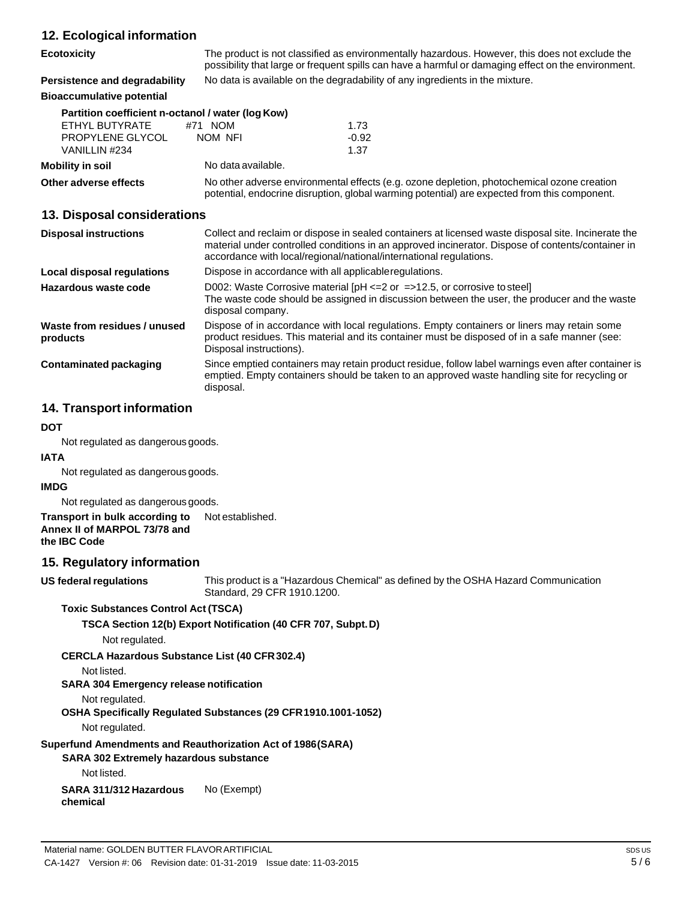## 12. Ecological information

**Ecotoxicity** The product is not classified as environmentally hazardous. However, this does not exclude the possibility that large or frequent spills can have a harmful or damaging effect on the environment.

**Persistence and degradability** No data is available on the degradability of any ingredients in the mixture.

**Bioaccumulative potential**

**Partition coefficient n-octanol / water (log Kow)**

| | | |
|---|---|---|
| ETHYL BUTYRATE | #71 NOM | 1.73 |
| PROPYLENE GLYCOL | NOM NFI | -0.92 |
| VANILLIN #234 | | 1.37 |

**Mobility in soil** No data available.

**Other adverse effects** No other adverse environmental effects (e.g. ozone depletion, photochemical ozone creation potential, endocrine disruption, global warming potential) are expected from this component.

## 13. Disposal considerations

**Disposal instructions** Collect and reclaim or dispose in sealed containers at licensed waste disposal site. Incinerate the material under controlled conditions in an approved incinerator. Dispose of contents/container in accordance with local/regional/national/international regulations.

**Local disposal regulations** Dispose in accordance with all applicable regulations.

**Hazardous waste code** D002: Waste Corrosive material [pH <=2 or =>12.5, or corrosive to steel]
The waste code should be assigned in discussion between the user, the producer and the waste disposal company.

**Waste from residues / unused products** Dispose of in accordance with local regulations. Empty containers or liners may retain some product residues. This material and its container must be disposed of in a safe manner (see: Disposal instructions).

**Contaminated packaging** Since emptied containers may retain product residue, follow label warnings even after container is emptied. Empty containers should be taken to an approved waste handling site for recycling or disposal.

## 14. Transport information

**DOT**

Not regulated as dangerous goods.

**IATA**

Not regulated as dangerous goods.

**IMDG**

Not regulated as dangerous goods.

**Transport in bulk according to Annex II of MARPOL 73/78 and the IBC Code** Not established.

## 15. Regulatory information

**US federal regulations** This product is a "Hazardous Chemical" as defined by the OSHA Hazard Communication Standard, 29 CFR 1910.1200.

**Toxic Substances Control Act (TSCA)**

**TSCA Section 12(b) Export Notification (40 CFR 707, Subpt. D)**

Not regulated.

**CERCLA Hazardous Substance List (40 CFR 302.4)**

Not listed.

**SARA 304 Emergency release notification**

Not regulated.

**OSHA Specifically Regulated Substances (29 CFR 1910.1001-1052)**

Not regulated.

**Superfund Amendments and Reauthorization Act of 1986 (SARA)**

**SARA 302 Extremely hazardous substance**

Not listed.

**SARA 311/312 Hazardous chemical** No (Exempt)

Material name: GOLDEN BUTTER FLAVOR ARTIFICIAL
CA-1427 Version #: 06 Revision date: 01-31-2019 Issue date: 11-03-2015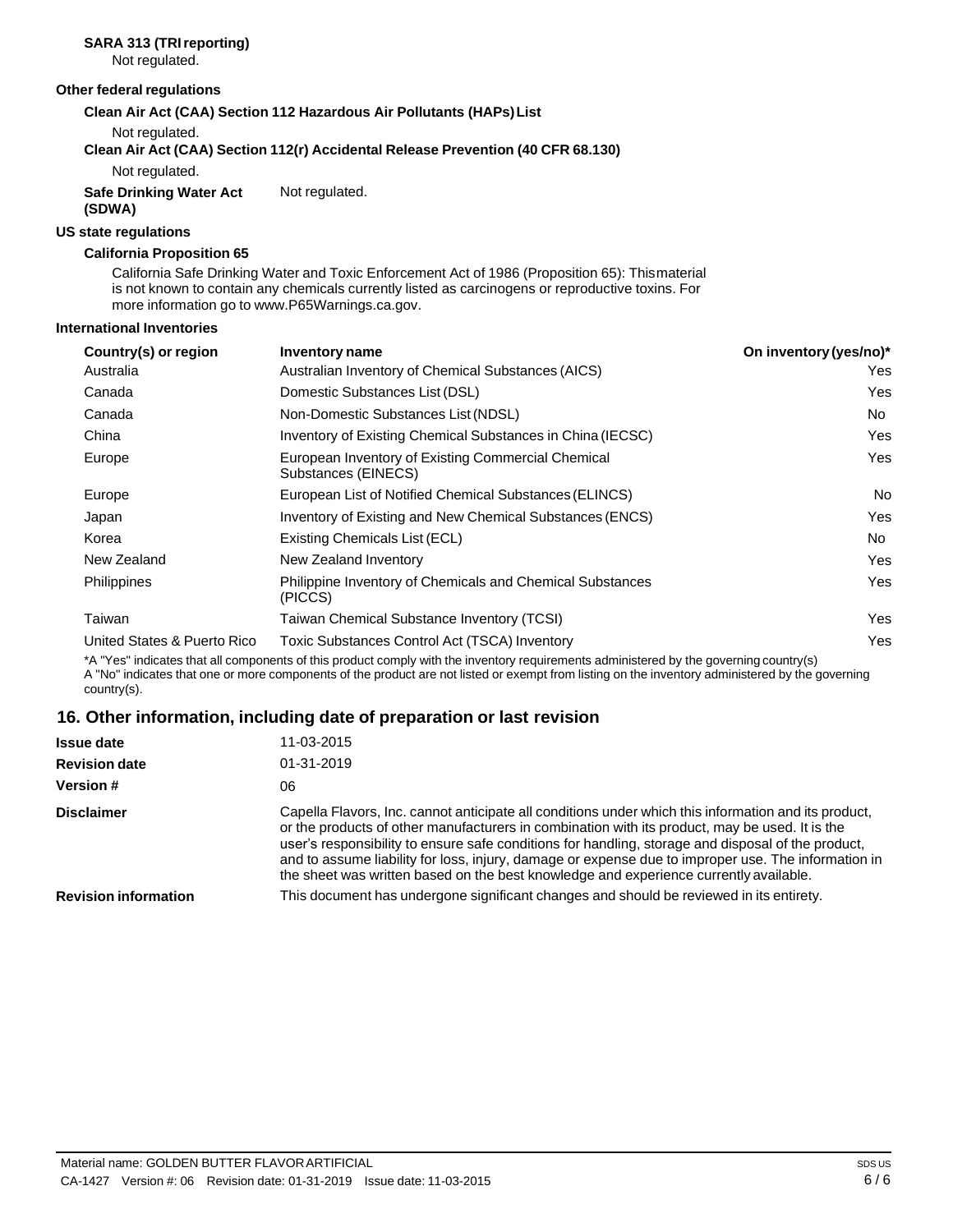**SARA 313 (TRI reporting)**

Not regulated.

**Other federal regulations**

**Clean Air Act (CAA) Section 112 Hazardous Air Pollutants (HAPs) List**

Not regulated.

**Clean Air Act (CAA) Section 112(r) Accidental Release Prevention (40 CFR 68.130)**

Not regulated.

**Safe Drinking Water Act (SDWA)** Not regulated.

**US state regulations**

**California Proposition 65**

California Safe Drinking Water and Toxic Enforcement Act of 1986 (Proposition 65): This material is not known to contain any chemicals currently listed as carcinogens or reproductive toxins. For more information go to www.P65Warnings.ca.gov.

**International Inventories**

| Country(s) or region | Inventory name | On inventory (yes/no)* |
|---|---|---|
| Australia | Australian Inventory of Chemical Substances (AICS) | Yes |
| Canada | Domestic Substances List (DSL) | Yes |
| Canada | Non-Domestic Substances List (NDSL) | No |
| China | Inventory of Existing Chemical Substances in China (IECSC) | Yes |
| Europe | European Inventory of Existing Commercial Chemical Substances (EINECS) | Yes |
| Europe | European List of Notified Chemical Substances (ELINCS) | No |
| Japan | Inventory of Existing and New Chemical Substances (ENCS) | Yes |
| Korea | Existing Chemicals List (ECL) | No |
| New Zealand | New Zealand Inventory | Yes |
| Philippines | Philippine Inventory of Chemicals and Chemical Substances (PICCS) | Yes |
| Taiwan | Taiwan Chemical Substance Inventory (TCSI) | Yes |
| United States & Puerto Rico | Toxic Substances Control Act (TSCA) Inventory | Yes |

*A "Yes" indicates that all components of this product comply with the inventory requirements administered by the governing country(s)
A "No" indicates that one or more components of the product are not listed or exempt from listing on the inventory administered by the governing country(s).

## 16. Other information, including date of preparation or last revision

**Issue date** 11-03-2015

**Revision date** 01-31-2019

**Version #** 06

**Disclaimer** Capella Flavors, Inc. cannot anticipate all conditions under which this information and its product, or the products of other manufacturers in combination with its product, may be used. It is the user's responsibility to ensure safe conditions for handling, storage and disposal of the product, and to assume liability for loss, injury, damage or expense due to improper use. The information in the sheet was written based on the best knowledge and experience currently available.

**Revision information** This document has undergone significant changes and should be reviewed in its entirety.